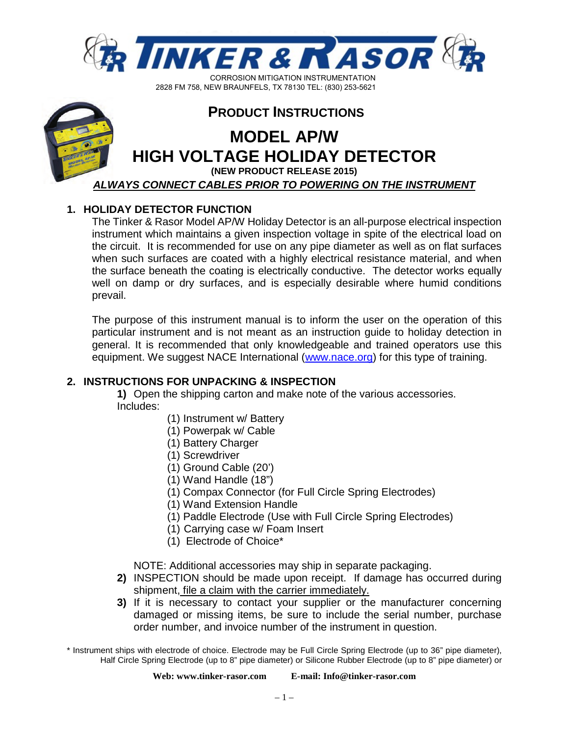# TINKER & RASOR

CORROSION MITIGATION INSTRUMENTATION
2828 FM 758, NEW BRAUNFELS, TX 78130 TEL: (830) 253-5621

## PRODUCT INSTRUCTIONS

# MODEL AP/W HIGH VOLTAGE HOLIDAY DETECTOR

**(NEW PRODUCT RELEASE 2015)**

***ALWAYS CONNECT CABLES PRIOR TO POWERING ON THE INSTRUMENT***

## 1. HOLIDAY DETECTOR FUNCTION

The Tinker & Rasor Model AP/W Holiday Detector is an all-purpose electrical inspection instrument which maintains a given inspection voltage in spite of the electrical load on the circuit. It is recommended for use on any pipe diameter as well as on flat surfaces when such surfaces are coated with a highly electrical resistance material, and when the surface beneath the coating is electrically conductive. The detector works equally well on damp or dry surfaces, and is especially desirable where humid conditions prevail.

The purpose of this instrument manual is to inform the user on the operation of this particular instrument and is not meant as an instruction guide to holiday detection in general. It is recommended that only knowledgeable and trained operators use this equipment. We suggest NACE International (www.nace.org) for this type of training.

## 2. INSTRUCTIONS FOR UNPACKING & INSPECTION

**1)** Open the shipping carton and make note of the various accessories. Includes:

- (1) Instrument w/ Battery
- (1) Powerpak w/ Cable
- (1) Battery Charger
- (1) Screwdriver
- (1) Ground Cable (20')
- (1) Wand Handle (18")
- (1) Compax Connector (for Full Circle Spring Electrodes)
- (1) Wand Extension Handle
- (1) Paddle Electrode (Use with Full Circle Spring Electrodes)
- (1) Carrying case w/ Foam Insert
- (1) Electrode of Choice*

NOTE: Additional accessories may ship in separate packaging.

**2)** INSPECTION should be made upon receipt. If damage has occurred during shipment, file a claim with the carrier immediately.

**3)** If it is necessary to contact your supplier or the manufacturer concerning damaged or missing items, be sure to include the serial number, purchase order number, and invoice number of the instrument in question.

\* Instrument ships with electrode of choice. Electrode may be Full Circle Spring Electrode (up to 36" pipe diameter), Half Circle Spring Electrode (up to 8" pipe diameter) or Silicone Rubber Electrode (up to 8" pipe diameter) or

**Web: www.tinker-rasor.com** **E-mail: Info@tinker-rasor.com**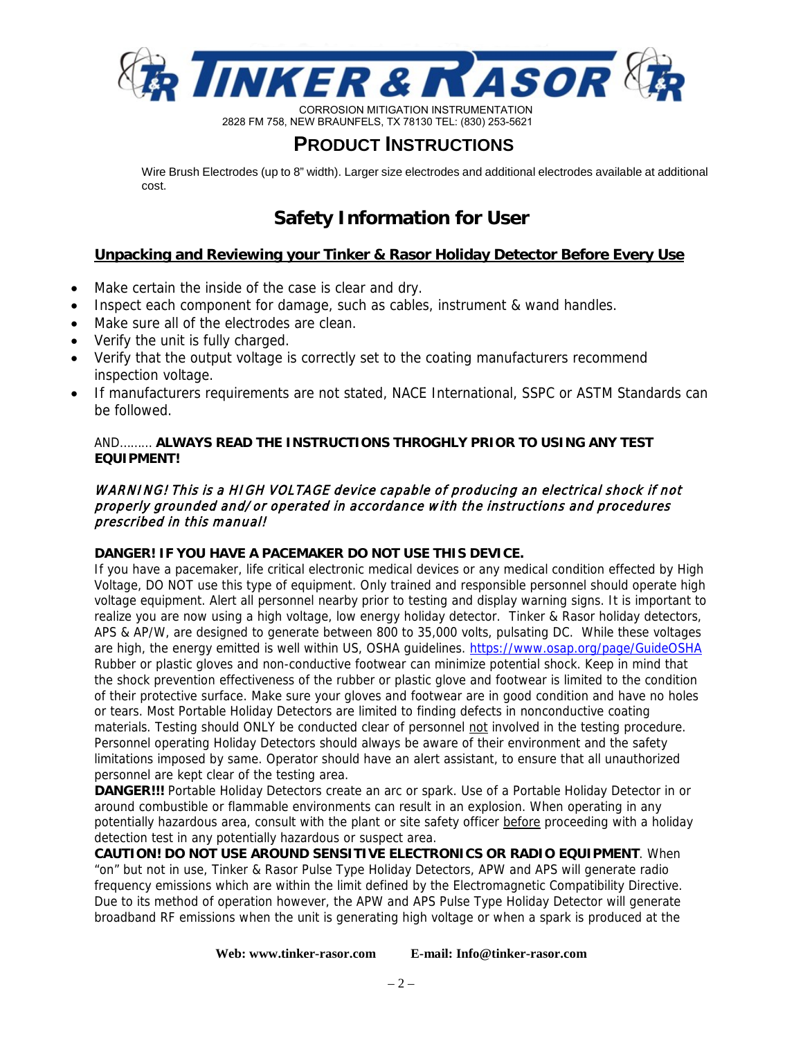**PRODUCT INSTRUCTIONS**

Wire Brush Electrodes (up to 8" width). Larger size electrodes and additional electrodes available at additional cost.

# Safety Information for User

## Unpacking and Reviewing your Tinker & Rasor Holiday Detector Before Every Use

- Make certain the inside of the case is clear and dry.
- Inspect each component for damage, such as cables, instrument & wand handles.
- Make sure all of the electrodes are clean.
- Verify the unit is fully charged.
- Verify that the output voltage is correctly set to the coating manufacturers recommend inspection voltage.
- If manufacturers requirements are not stated, NACE International, SSPC or ASTM Standards can be followed.

AND……… **ALWAYS READ THE INSTRUCTIONS THROGHLY PRIOR TO USING ANY TEST EQUIPMENT!**

*WARNING! This is a HIGH VOLTAGE device capable of producing an electrical shock if not properly grounded and/or operated in accordance with the instructions and procedures prescribed in this manual!*

**DANGER! IF YOU HAVE A PACEMAKER DO NOT USE THIS DEVICE.**
If you have a pacemaker, life critical electronic medical devices or any medical condition effected by High Voltage, DO NOT use this type of equipment. Only trained and responsible personnel should operate high voltage equipment. Alert all personnel nearby prior to testing and display warning signs. It is important to realize you are now using a high voltage, low energy holiday detector. Tinker & Rasor holiday detectors, APS & AP/W, are designed to generate between 800 to 35,000 volts, pulsating DC. While these voltages are high, the energy emitted is well within US, OSHA guidelines. https://www.osap.org/page/GuideOSHA Rubber or plastic gloves and non-conductive footwear can minimize potential shock. Keep in mind that the shock prevention effectiveness of the rubber or plastic glove and footwear is limited to the condition of their protective surface. Make sure your gloves and footwear are in good condition and have no holes or tears. Most Portable Holiday Detectors are limited to finding defects in nonconductive coating materials. Testing should ONLY be conducted clear of personnel <u>not</u> involved in the testing procedure. Personnel operating Holiday Detectors should always be aware of their environment and the safety limitations imposed by same. Operator should have an alert assistant, to ensure that all unauthorized personnel are kept clear of the testing area.

**DANGER!!!** Portable Holiday Detectors create an arc or spark. Use of a Portable Holiday Detector in or around combustible or flammable environments can result in an explosion. When operating in any potentially hazardous area, consult with the plant or site safety officer <u>before</u> proceeding with a holiday detection test in any potentially hazardous or suspect area.

**CAUTION! DO NOT USE AROUND SENSITIVE ELECTRONICS OR RADIO EQUIPMENT**. When "on" but not in use, Tinker & Rasor Pulse Type Holiday Detectors, APW and APS will generate radio frequency emissions which are within the limit defined by the Electromagnetic Compatibility Directive. Due to its method of operation however, the APW and APS Pulse Type Holiday Detector will generate broadband RF emissions when the unit is generating high voltage or when a spark is produced at the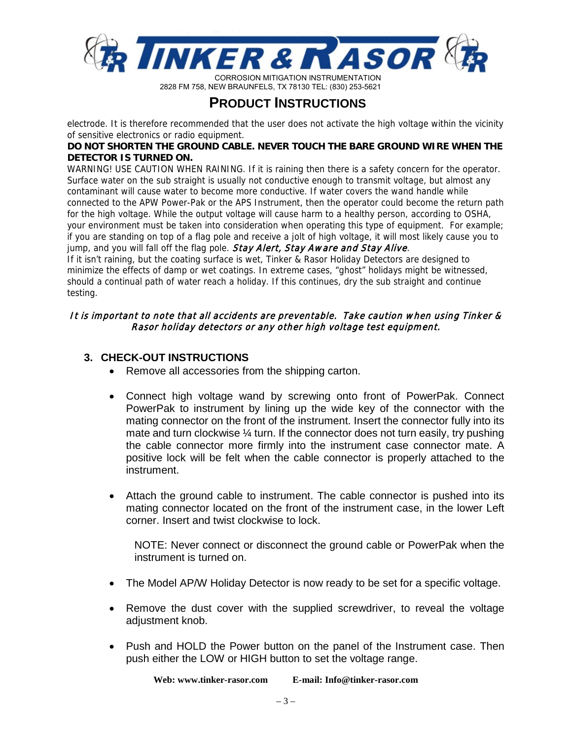electrode. It is therefore recommended that the user does not activate the high voltage within the vicinity of sensitive electronics or radio equipment.

**DO NOT SHORTEN THE GROUND CABLE. NEVER TOUCH THE BARE GROUND WIRE WHEN THE DETECTOR IS TURNED ON.**

WARNING! USE CAUTION WHEN RAINING. If it is raining then there is a safety concern for the operator. Surface water on the sub straight is usually not conductive enough to transmit voltage, but almost any contaminant will cause water to become more conductive. If water covers the wand handle while connected to the APW Power-Pak or the APS Instrument, then the operator could become the return path for the high voltage. While the output voltage will cause harm to a healthy person, according to OSHA, your environment must be taken into consideration when operating this type of equipment. For example; if you are standing on top of a flag pole and receive a jolt of high voltage, it will most likely cause you to jump, and you will fall off the flag pole. *Stay Alert, Stay Aware and Stay Alive*.

If it isn't raining, but the coating surface is wet, Tinker & Rasor Holiday Detectors are designed to minimize the effects of damp or wet coatings. In extreme cases, "ghost" holidays might be witnessed, should a continual path of water reach a holiday. If this continues, dry the sub straight and continue testing.

*It is important to note that all accidents are preventable. Take caution when using Tinker & Rasor holiday detectors or any other high voltage test equipment.*

## 3. CHECK-OUT INSTRUCTIONS

- Remove all accessories from the shipping carton.
- Connect high voltage wand by screwing onto front of PowerPak. Connect PowerPak to instrument by lining up the wide key of the connector with the mating connector on the front of the instrument. Insert the connector fully into its mate and turn clockwise ¼ turn. If the connector does not turn easily, try pushing the cable connector more firmly into the instrument case connector mate. A positive lock will be felt when the cable connector is properly attached to the instrument.
- Attach the ground cable to instrument. The cable connector is pushed into its mating connector located on the front of the instrument case, in the lower Left corner. Insert and twist clockwise to lock.

  NOTE: Never connect or disconnect the ground cable or PowerPak when the instrument is turned on.

- The Model AP/W Holiday Detector is now ready to be set for a specific voltage.
- Remove the dust cover with the supplied screwdriver, to reveal the voltage adjustment knob.
- Push and HOLD the Power button on the panel of the Instrument case. Then push either the LOW or HIGH button to set the voltage range.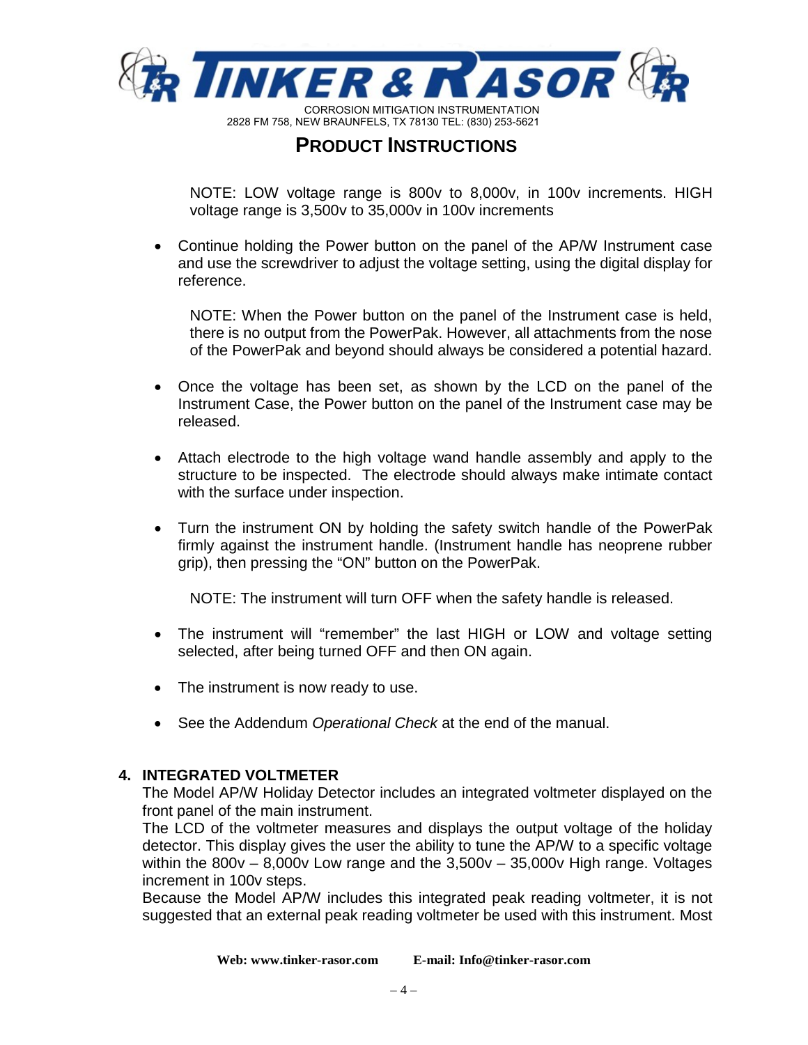NOTE: LOW voltage range is 800v to 8,000v, in 100v increments. HIGH voltage range is 3,500v to 35,000v in 100v increments

- Continue holding the Power button on the panel of the AP/W Instrument case and use the screwdriver to adjust the voltage setting, using the digital display for reference.

  NOTE: When the Power button on the panel of the Instrument case is held, there is no output from the PowerPak. However, all attachments from the nose of the PowerPak and beyond should always be considered a potential hazard.

- Once the voltage has been set, as shown by the LCD on the panel of the Instrument Case, the Power button on the panel of the Instrument case may be released.

- Attach electrode to the high voltage wand handle assembly and apply to the structure to be inspected. The electrode should always make intimate contact with the surface under inspection.

- Turn the instrument ON by holding the safety switch handle of the PowerPak firmly against the instrument handle. (Instrument handle has neoprene rubber grip), then pressing the "ON" button on the PowerPak.

  NOTE: The instrument will turn OFF when the safety handle is released.

- The instrument will "remember" the last HIGH or LOW and voltage setting selected, after being turned OFF and then ON again.

- The instrument is now ready to use.

- See the Addendum *Operational Check* at the end of the manual.

## 4. INTEGRATED VOLTMETER

The Model AP/W Holiday Detector includes an integrated voltmeter displayed on the front panel of the main instrument.

The LCD of the voltmeter measures and displays the output voltage of the holiday detector. This display gives the user the ability to tune the AP/W to a specific voltage within the 800v – 8,000v Low range and the 3,500v – 35,000v High range. Voltages increment in 100v steps.

Because the Model AP/W includes this integrated peak reading voltmeter, it is not suggested that an external peak reading voltmeter be used with this instrument. Most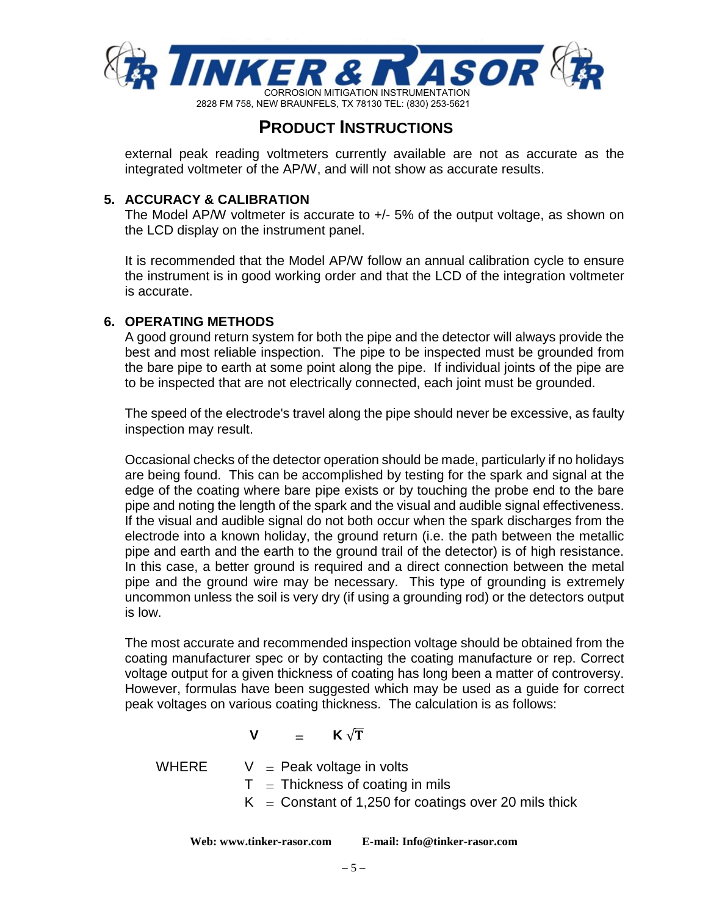external peak reading voltmeters currently available are not as accurate as the integrated voltmeter of the AP/W, and will not show as accurate results.

## 5. ACCURACY & CALIBRATION

The Model AP/W voltmeter is accurate to +/- 5% of the output voltage, as shown on the LCD display on the instrument panel.

It is recommended that the Model AP/W follow an annual calibration cycle to ensure the instrument is in good working order and that the LCD of the integration voltmeter is accurate.

## 6. OPERATING METHODS

A good ground return system for both the pipe and the detector will always provide the best and most reliable inspection. The pipe to be inspected must be grounded from the bare pipe to earth at some point along the pipe. If individual joints of the pipe are to be inspected that are not electrically connected, each joint must be grounded.

The speed of the electrode's travel along the pipe should never be excessive, as faulty inspection may result.

Occasional checks of the detector operation should be made, particularly if no holidays are being found. This can be accomplished by testing for the spark and signal at the edge of the coating where bare pipe exists or by touching the probe end to the bare pipe and noting the length of the spark and the visual and audible signal effectiveness. If the visual and audible signal do not both occur when the spark discharges from the electrode into a known holiday, the ground return (i.e. the path between the metallic pipe and earth and the earth to the ground trail of the detector) is of high resistance. In this case, a better ground is required and a direct connection between the metal pipe and the ground wire may be necessary. This type of grounding is extremely uncommon unless the soil is very dry (if using a grounding rod) or the detectors output is low.

The most accurate and recommended inspection voltage should be obtained from the coating manufacturer spec or by contacting the coating manufacture or rep. Correct voltage output for a given thickness of coating has long been a matter of controversy. However, formulas have been suggested which may be used as a guide for correct peak voltages on various coating thickness. The calculation is as follows:

$$V = K\sqrt{T}$$

WHERE

- $V$ = Peak voltage in volts
- $T$ = Thickness of coating in mils
- $K$ = Constant of 1,250 for coatings over 20 mils thick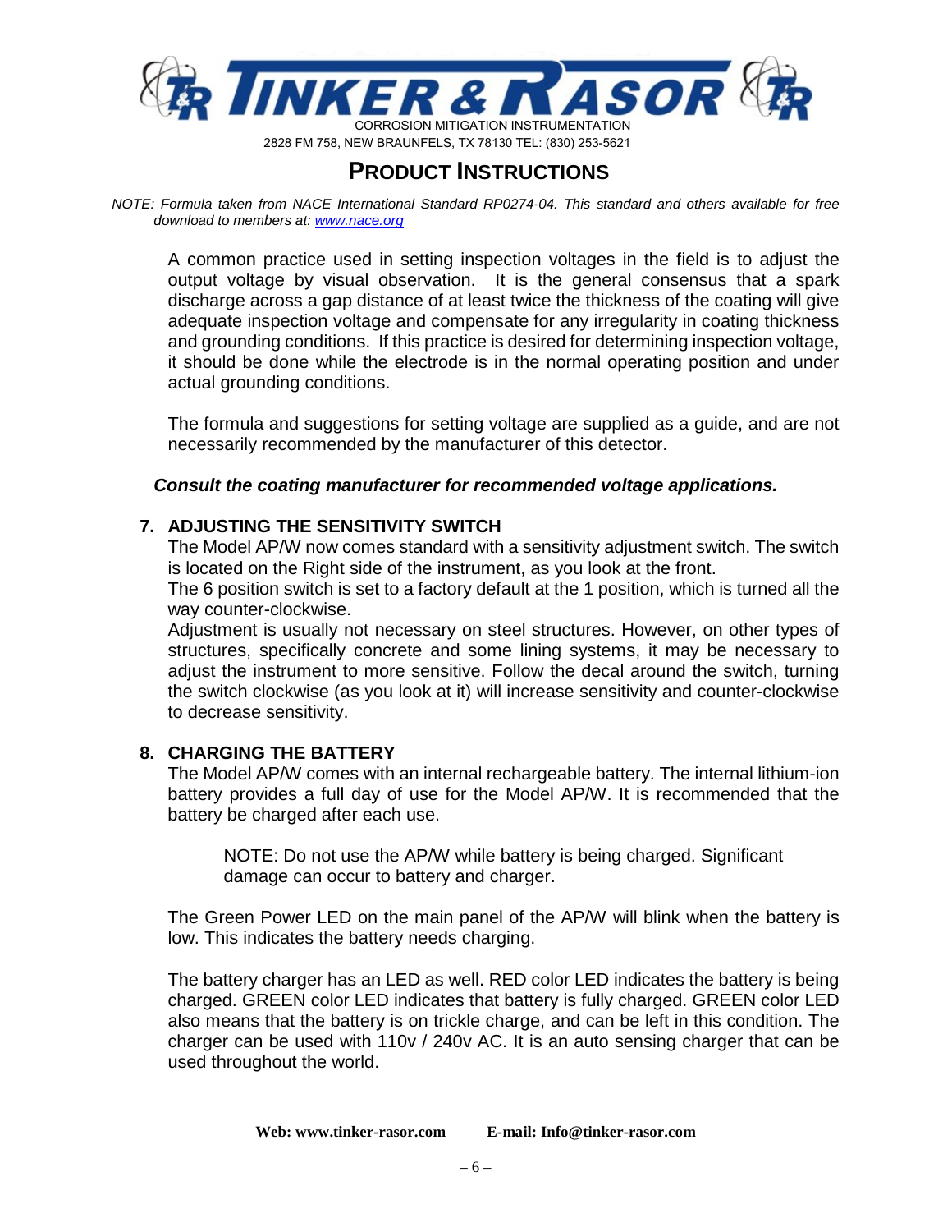NOTE: *Formula taken from NACE International Standard RP0274-04. This standard and others available for free download to members at: [www.nace.org](http://www.nace.org)*

A common practice used in setting inspection voltages in the field is to adjust the output voltage by visual observation. It is the general consensus that a spark discharge across a gap distance of at least twice the thickness of the coating will give adequate inspection voltage and compensate for any irregularity in coating thickness and grounding conditions. If this practice is desired for determining inspection voltage, it should be done while the electrode is in the normal operating position and under actual grounding conditions.

The formula and suggestions for setting voltage are supplied as a guide, and are not necessarily recommended by the manufacturer of this detector.

***Consult the coating manufacturer for recommended voltage applications.***

## 7. ADJUSTING THE SENSITIVITY SWITCH

The Model AP/W now comes standard with a sensitivity adjustment switch. The switch is located on the Right side of the instrument, as you look at the front.

The 6 position switch is set to a factory default at the 1 position, which is turned all the way counter-clockwise.

Adjustment is usually not necessary on steel structures. However, on other types of structures, specifically concrete and some lining systems, it may be necessary to adjust the instrument to more sensitive. Follow the decal around the switch, turning the switch clockwise (as you look at it) will increase sensitivity and counter-clockwise to decrease sensitivity.

## 8. CHARGING THE BATTERY

The Model AP/W comes with an internal rechargeable battery. The internal lithium-ion battery provides a full day of use for the Model AP/W. It is recommended that the battery be charged after each use.

> NOTE: Do not use the AP/W while battery is being charged. Significant damage can occur to battery and charger.

The Green Power LED on the main panel of the AP/W will blink when the battery is low. This indicates the battery needs charging.

The battery charger has an LED as well. RED color LED indicates the battery is being charged. GREEN color LED indicates that battery is fully charged. GREEN color LED also means that the battery is on trickle charge, and can be left in this condition. The charger can be used with 110v / 240v AC. It is an auto sensing charger that can be used throughout the world.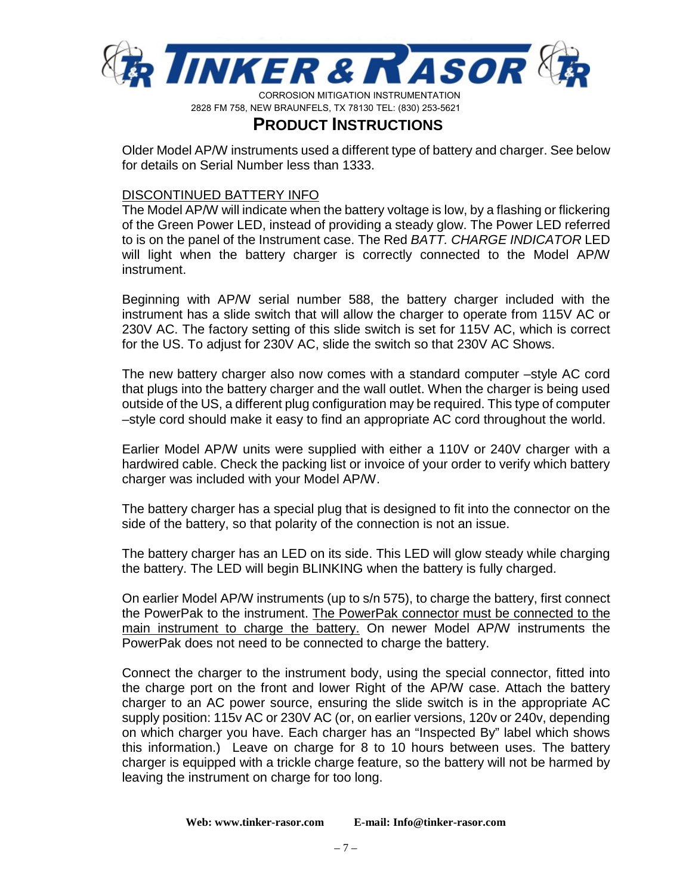## PRODUCT INSTRUCTIONS

Older Model AP/W instruments used a different type of battery and charger. See below for details on Serial Number less than 1333.

DISCONTINUED BATTERY INFO

The Model AP/W will indicate when the battery voltage is low, by a flashing or flickering of the Green Power LED, instead of providing a steady glow. The Power LED referred to is on the panel of the Instrument case. The Red *BATT. CHARGE INDICATOR* LED will light when the battery charger is correctly connected to the Model AP/W instrument.

Beginning with AP/W serial number 588, the battery charger included with the instrument has a slide switch that will allow the charger to operate from 115V AC or 230V AC. The factory setting of this slide switch is set for 115V AC, which is correct for the US. To adjust for 230V AC, slide the switch so that 230V AC Shows.

The new battery charger also now comes with a standard computer –style AC cord that plugs into the battery charger and the wall outlet. When the charger is being used outside of the US, a different plug configuration may be required. This type of computer –style cord should make it easy to find an appropriate AC cord throughout the world.

Earlier Model AP/W units were supplied with either a 110V or 240V charger with a hardwired cable. Check the packing list or invoice of your order to verify which battery charger was included with your Model AP/W.

The battery charger has a special plug that is designed to fit into the connector on the side of the battery, so that polarity of the connection is not an issue.

The battery charger has an LED on its side. This LED will glow steady while charging the battery. The LED will begin BLINKING when the battery is fully charged.

On earlier Model AP/W instruments (up to s/n 575), to charge the battery, first connect the PowerPak to the instrument. The PowerPak connector must be connected to the main instrument to charge the battery. On newer Model AP/W instruments the PowerPak does not need to be connected to charge the battery.

Connect the charger to the instrument body, using the special connector, fitted into the charge port on the front and lower Right of the AP/W case. Attach the battery charger to an AC power source, ensuring the slide switch is in the appropriate AC supply position: 115v AC or 230V AC (or, on earlier versions, 120v or 240v, depending on which charger you have. Each charger has an "Inspected By" label which shows this information.) Leave on charge for 8 to 10 hours between uses. The battery charger is equipped with a trickle charge feature, so the battery will not be harmed by leaving the instrument on charge for too long.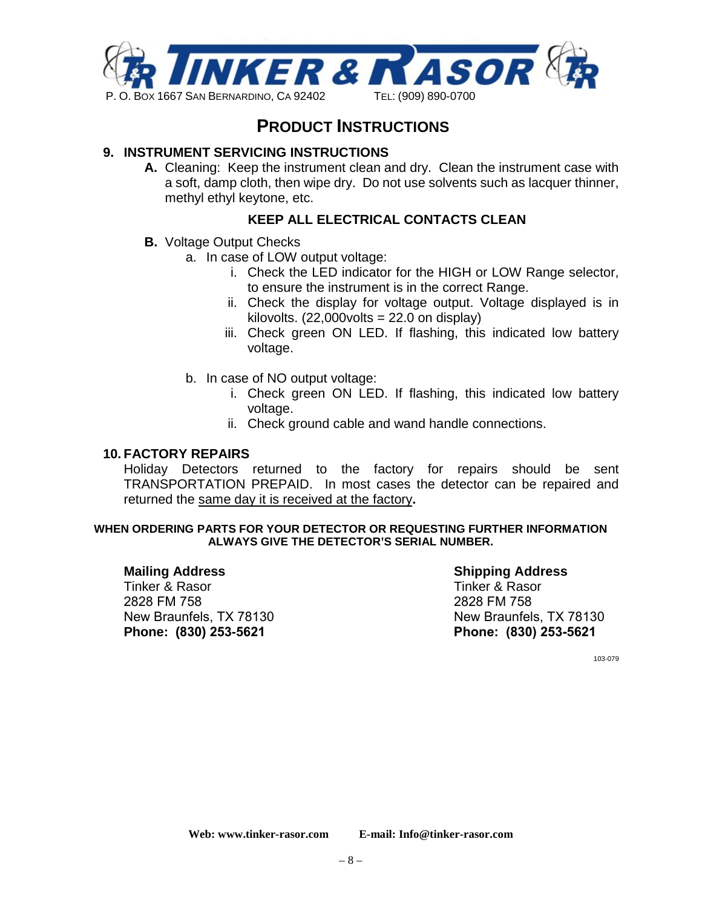# PRODUCT INSTRUCTIONS

## 9. INSTRUMENT SERVICING INSTRUCTIONS

**A.** Cleaning: Keep the instrument clean and dry. Clean the instrument case with a soft, damp cloth, then wipe dry. Do not use solvents such as lacquer thinner, methyl ethyl keytone, etc.

**KEEP ALL ELECTRICAL CONTACTS CLEAN**

**B.** Voltage Output Checks

a. In case of LOW output voltage:

i. Check the LED indicator for the HIGH or LOW Range selector, to ensure the instrument is in the correct Range.

ii. Check the display for voltage output. Voltage displayed is in kilovolts. (22,000volts = 22.0 on display)

iii. Check green ON LED. If flashing, this indicated low battery voltage.

b. In case of NO output voltage:

i. Check green ON LED. If flashing, this indicated low battery voltage.

ii. Check ground cable and wand handle connections.

## 10. FACTORY REPAIRS

Holiday Detectors returned to the factory for repairs should be sent TRANSPORTATION PREPAID. In most cases the detector can be repaired and returned the same day it is received at the factory**.**

**WHEN ORDERING PARTS FOR YOUR DETECTOR OR REQUESTING FURTHER INFORMATION ALWAYS GIVE THE DETECTOR'S SERIAL NUMBER.**

**Mailing Address**
Tinker & Rasor
2828 FM 758
New Braunfels, TX 78130
**Phone: (830) 253-5621**

**Shipping Address**
Tinker & Rasor
2828 FM 758
New Braunfels, TX 78130
**Phone: (830) 253-5621**

103-079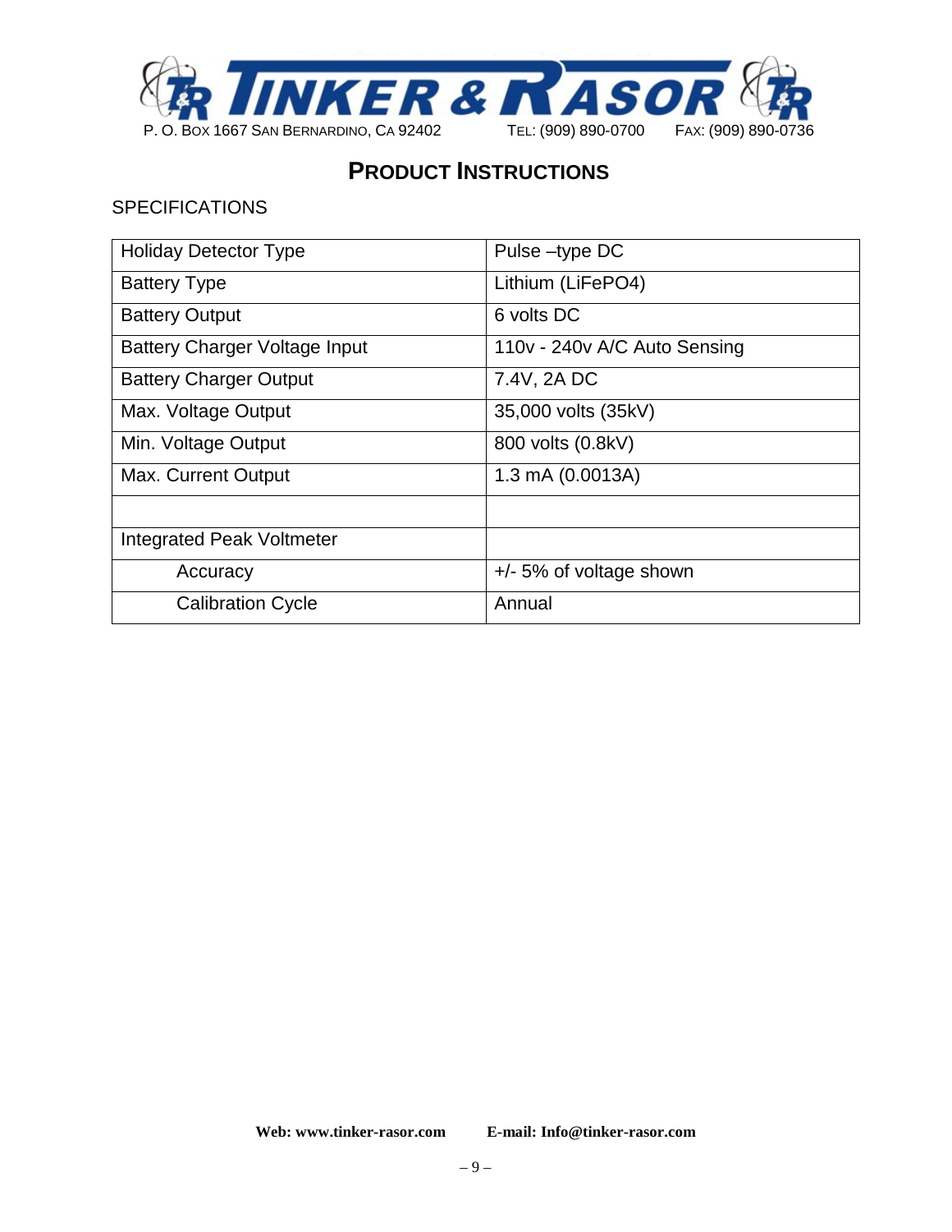# PRODUCT INSTRUCTIONS

## SPECIFICATIONS

| Holiday Detector Type | Pulse –type DC |
|---|---|
| Battery Type | Lithium (LiFePO4) |
| Battery Output | 6 volts DC |
| Battery Charger Voltage Input | 110v - 240v A/C Auto Sensing |
| Battery Charger Output | 7.4V, 2A DC |
| Max. Voltage Output | 35,000 volts (35kV) |
| Min. Voltage Output | 800 volts (0.8kV) |
| Max. Current Output | 1.3 mA (0.0013A) |
| | |
| Integrated Peak Voltmeter | |
| Accuracy | +/- 5% of voltage shown |
| Calibration Cycle | Annual |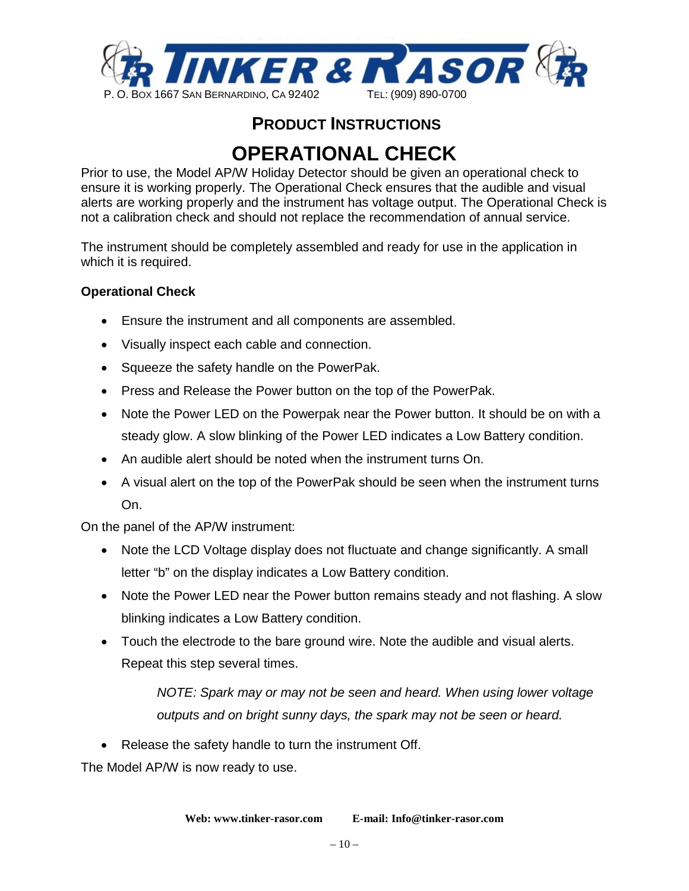# PRODUCT INSTRUCTIONS

# OPERATIONAL CHECK

Prior to use, the Model AP/W Holiday Detector should be given an operational check to ensure it is working properly. The Operational Check ensures that the audible and visual alerts are working properly and the instrument has voltage output. The Operational Check is not a calibration check and should not replace the recommendation of annual service.

The instrument should be completely assembled and ready for use in the application in which it is required.

**Operational Check**

- Ensure the instrument and all components are assembled.
- Visually inspect each cable and connection.
- Squeeze the safety handle on the PowerPak.
- Press and Release the Power button on the top of the PowerPak.
- Note the Power LED on the Powerpak near the Power button. It should be on with a steady glow. A slow blinking of the Power LED indicates a Low Battery condition.
- An audible alert should be noted when the instrument turns On.
- A visual alert on the top of the PowerPak should be seen when the instrument turns On.

On the panel of the AP/W instrument:

- Note the LCD Voltage display does not fluctuate and change significantly. A small letter "b" on the display indicates a Low Battery condition.
- Note the Power LED near the Power button remains steady and not flashing. A slow blinking indicates a Low Battery condition.
- Touch the electrode to the bare ground wire. Note the audible and visual alerts. Repeat this step several times.

  *NOTE: Spark may or may not be seen and heard. When using lower voltage outputs and on bright sunny days, the spark may not be seen or heard.*

- Release the safety handle to turn the instrument Off.

The Model AP/W is now ready to use.